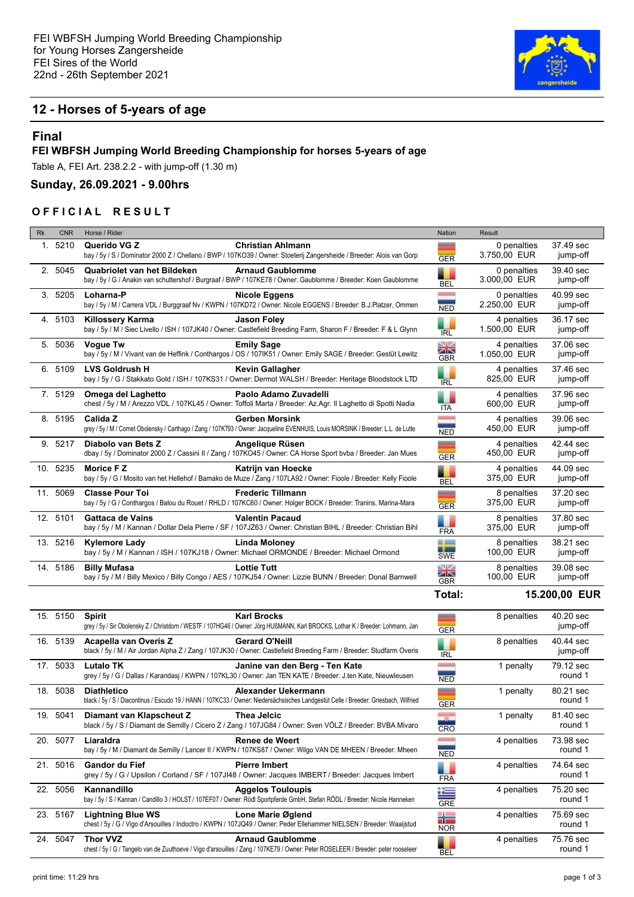FEI WBFSH Jumping World Breeding Championship
for Young Horses Zangersheide
FEI Sires of the World
22nd - 26th September 2021

## 12 - Horses of 5-years of age

### Final

**FEI WBFSH Jumping World Breeding Championship for horses 5-years of age**

Table A, FEI Art. 238.2.2 - with jump-off (1.30 m)

**Sunday, 26.09.2021 - 9.00hrs**

**OFFICIAL RESULT**

| Rk | CNR | Horse / Rider | | Nation | Result | |
|---|---|---|---|---|---|---|
| 1. | 5210 | **Querido VG Z**<br>bay / 5y / S / Dominator 2000 Z / Chellano / BWP / 107KO39 / Owner: Stoeterij Zangersheide / Breeder: Alois van Gorp | **Christian Ahlmann** | GER | 0 penalties<br>3.750,00 EUR | 37.49 sec<br>jump-off |
| 2. | 5045 | **Quabriolet van het Bildeken**<br>bay / 5y / G / Anakin van schuttershof / Burgraaf / BWP / 107KE78 / Owner: Gaublomme / Breeder: Koen Gaublomme | **Arnaud Gaublomme** | BEL | 0 penalties<br>3.000,00 EUR | 39.40 sec<br>jump-off |
| 3. | 5205 | **Loharna-P**<br>bay / 5y / M / Carrera VDL / Burggraaf Nv / KWPN / 107KD72 / Owner: Nicole EGGENS / Breeder: B.J.Platzer, Ommen | **Nicole Eggens** | NED | 0 penalties<br>2.250,00 EUR | 40.99 sec<br>jump-off |
| 4. | 5103 | **Killossery Karma**<br>bay / 5y / M / Siec Livello / ISH / 107JK40 / Owner: Castlefield Breeding Farm, Sharon F / Breeder: F & L Glynn | **Jason Foley** | IRL | 4 penalties<br>1.500,00 EUR | 36.17 sec<br>jump-off |
| 5. | 5036 | **Vogue Tw**<br>bay / 5y / M / Vivant van de Heffink / Conthargos / OS / 107IK51 / Owner: Emily SAGE / Breeder: Gestüt Lewitz | **Emily Sage** | GBR | 4 penalties<br>1.050,00 EUR | 37.06 sec<br>jump-off |
| 6. | 5109 | **LVS Goldrush H**<br>bay / 5y / G / Stakkato Gold / ISH / 107KS31 / Owner: Dermot WALSH / Breeder: Heritage Bloodstock LTD | **Kevin Gallagher** | IRL | 4 penalties<br>825,00 EUR | 37.46 sec<br>jump-off |
| 7. | 5129 | **Omega del Laghetto**<br>chest / 5y / M / Arezzo VDL / 107KL45 / Owner: Toffoli Marta / Breeder: Az.Agr. Il Laghetto di Spotti Nadia | **Paolo Adamo Zuvadelli** | ITA | 4 penalties<br>600,00 EUR | 37.96 sec<br>jump-off |
| 8. | 5195 | **Calida Z**<br>grey / 5y / M / Comet Obolensky / Carthago / Zang / 107KT93 / Owner: Jacqueline EVENHUIS, Louis MORSINK / Breeder: L.L. de Lutte | **Gerben Morsink** | NED | 4 penalties<br>450,00 EUR | 39.06 sec<br>jump-off |
| 9. | 5217 | **Diabolo van Bets Z**<br>dbay / 5y / Dominator 2000 Z / Cassini II / Zang / 107KO45 / Owner: CA Horse Sport bvba / Breeder: Jan Mues | **Angelique Rüsen** | GER | 4 penalties<br>450,00 EUR | 42.44 sec<br>jump-off |
| 10. | 5235 | **Morice F Z**<br>bay / 5y / G / Mosito van het Hellehof / Bamako de Muze / Zang / 107LA92 / Owner: Fioole / Breeder: Kelly Fioole | **Katrijn van Hoecke** | BEL | 4 penalties<br>375,00 EUR | 44.09 sec<br>jump-off |
| 11. | 5069 | **Classe Pour Toi**<br>bay / 5y / G / Conthargos / Balou du Rouet / RHLD / 107KC60 / Owner: Holger BOCK / Breeder: Tranins, Marina-Mara | **Frederic Tillmann** | GER | 8 penalties<br>375,00 EUR | 37.20 sec<br>jump-off |
| 12. | 5101 | **Gattaca de Vains**<br>bay / 5y / M / Kannan / Dollar Dela Pierre / SF / 107JZ63 / Owner: Christian BIHL / Breeder: Christian Bihl | **Valentin Pacaud** | FRA | 8 penalties<br>375,00 EUR | 37.80 sec<br>jump-off |
| 13. | 5216 | **Kylemore Lady**<br>bay / 5y / M / Kannan / ISH / 107KJ18 / Owner: Michael ORMONDE / Breeder: Michael Ormond | **Linda Moloney** | SWE | 8 penalties<br>100,00 EUR | 38.21 sec<br>jump-off |
| 14. | 5186 | **Billy Mufasa**<br>bay / 5y / M / Billy Mexico / Billy Congo / AES / 107KJ54 / Owner: Lizzie BUNN / Breeder: Donal Barnwell | **Lottie Tutt** | GBR | 8 penalties<br>100,00 EUR | 39.08 sec<br>jump-off |
| | | | | **Total:** | **15.200,00 EUR** | |
| 15. | 5150 | **Spirit**<br>grey / 5y / Sir Obolensky Z / Christdorn / WESTF / 107HG46 / Owner: Jörg HUßMANN, Karl BROCKS, Lothar K / Breeder: Lohmann, Jan | **Karl Brocks** | GER | 8 penalties | 40.20 sec<br>jump-off |
| 16. | 5139 | **Acapella van Overis Z**<br>black / 5y / M / Air Jordan Alpha Z / Zang / 107JK30 / Owner: Castlefield Breeding Farm / Breeder: Studfarm Overis | **Gerard O'Neill** | IRL | 8 penalties | 40.44 sec<br>jump-off |
| 17. | 5033 | **Lutalo TK**<br>grey / 5y / G / Dallas / Karandasj / KWPN / 107KL30 / Owner: Jan TEN KATE / Breeder: J.ten Kate, Nieuwleusen | **Janine van den Berg - Ten Kate** | NED | 1 penalty | 79.12 sec<br>round 1 |
| 18. | 5038 | **Diathletico**<br>black / 5y / S / Diacontinus / Escudo 19 / HANN / 107KC33 / Owner: Niedersächsisches Landgestüt Celle / Breeder: Griesbach, Wilfried | **Alexander Uekermann** | GER | 1 penalty | 80.21 sec<br>round 1 |
| 19. | 5041 | **Diamant van Klapscheut Z**<br>black / 5y / S / Diamant de Semilly / Cicero Z / Zang / 107JG84 / Owner: Sven VÖLZ / Breeder: BVBA Mivaro | **Thea Jelcic** | CRO | 1 penalty | 81.40 sec<br>round 1 |
| 20. | 5077 | **Liaraldra**<br>bay / 5y / M / Diamant de Semilly / Lancer II / KWPN / 107KS87 / Owner: Wilgo VAN DE MHEEN / Breeder: Mheen | **Renee de Weert** | NED | 4 penalties | 73.98 sec<br>round 1 |
| 21. | 5016 | **Gandor du Fief**<br>grey / 5y / G / Upsilon / Corland / SF / 107JI48 / Owner: Jacques IMBERT / Breeder: Jacques Imbert | **Pierre Imbert** | FRA | 4 penalties | 74.64 sec<br>round 1 |
| 22. | 5056 | **Kannandillo**<br>bay / 5y / S / Kannan / Candillo 3 / HOLST / 107EF07 / Owner: Rödl Sportpferde GmbH, Stefan RÖDL / Breeder: Nicole Hanneken | **Aggelos Touloupis** | GRE | 4 penalties | 75.20 sec<br>round 1 |
| 23. | 5167 | **Lightning Blue WS**<br>chest / 5y / G / Vigo d'Arsouilles / Indoctro / KWPN / 107JQ49 / Owner: Peder Ellehammer NIELSEN / Breeder: Waaijstud | **Lone Marie Øglend** | NOR | 4 penalties | 75.69 sec<br>round 1 |
| 24. | 5047 | **Thor VVZ**<br>chest / 5y / G / Tangelo van de Zuuthoeve / Vigo d'arsouilles / Zang / 107KE79 / Owner: Peter ROSELEER / Breeder: peter rooseleer | **Arnaud Gaublomme** | BEL | 4 penalties | 75.76 sec<br>round 1 |

print time: 11:29 hrs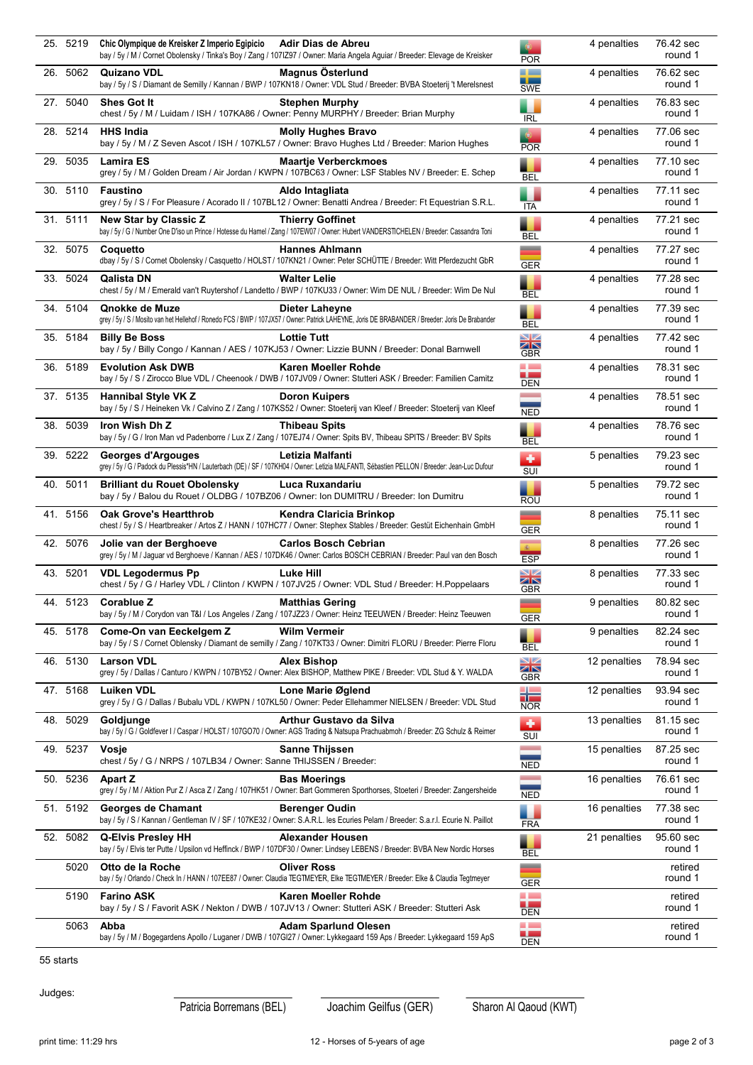| Rank | No. | Horse / Details | Rider | Nation | Penalties | Time |
|---|---|---|---|---|---|---|
| 25. | 5219 | **Chic Olympique de Kreisker Z Imperio Egipicio**<br>bay / 5y / M / Cornet Obolensky / Tinka's Boy / Zang / 107IZ97 / Owner: Maria Angela Aguiar / Breeder: Elevage de Kreisker | **Adir Dias de Abreu** | POR | 4 penalties | 76.42 sec round 1 |
| 26. | 5062 | **Quizano VDL**<br>bay / 5y / S / Diamant de Semilly / Kannan / BWP / 107KN18 / Owner: VDL Stud / Breeder: BVBA Stoeterij 't Merelsnest | **Magnus Österlund** | SWE | 4 penalties | 76.62 sec round 1 |
| 27. | 5040 | **Shes Got It**<br>chest / 5y / M / Luidam / ISH / 107KA86 / Owner: Penny MURPHY / Breeder: Brian Murphy | **Stephen Murphy** | IRL | 4 penalties | 76.83 sec round 1 |
| 28. | 5214 | **HHS India**<br>bay / 5y / M / Z Seven Ascot / ISH / 107KL57 / Owner: Bravo Hughes Ltd / Breeder: Marion Hughes | **Molly Hughes Bravo** | POR | 4 penalties | 77.06 sec round 1 |
| 29. | 5035 | **Lamira ES**<br>grey / 5y / M / Golden Dream / Air Jordan / KWPN / 107BC63 / Owner: LSF Stables NV / Breeder: E. Schep | **Maartje Verberckmoes** | BEL | 4 penalties | 77.10 sec round 1 |
| 30. | 5110 | **Faustino**<br>grey / 5y / S / For Pleasure / Acorado II / 107BL12 / Owner: Benatti Andrea / Breeder: Ft Equestrian S.R.L. | **Aldo Intagliata** | ITA | 4 penalties | 77.11 sec round 1 |
| 31. | 5111 | **New Star by Classic Z**<br>bay / 5y / G / Number One D'iso un Prince / Hotesse du Hamel / Zang / 107EW07 / Owner: Hubert VANDERSTICHELEN / Breeder: Cassandra Toni | **Thierry Goffinet** | BEL | 4 penalties | 77.21 sec round 1 |
| 32. | 5075 | **Coquetto**<br>dbay / 5y / S / Cornet Obolensky / Casquetto / HOLST / 107KN21 / Owner: Peter SCHÜTTE / Breeder: Witt Pferdezucht GbR | **Hannes Ahlmann** | GER | 4 penalties | 77.27 sec round 1 |
| 33. | 5024 | **Qalista DN**<br>chest / 5y / M / Emerald van't Ruytershof / Landetto / BWP / 107KU33 / Owner: Wim DE NUL / Breeder: Wim De Nul | **Walter Lelie** | BEL | 4 penalties | 77.28 sec round 1 |
| 34. | 5104 | **Qnokke de Muze**<br>grey / 5y / S / Mosito van het Hellehof / Ronedo FCS / BWP / 107JX57 / Owner: Patrick LAHEYNE, Joris DE BRABANDER / Breeder: Joris De Brabander | **Dieter Laheyne** | BEL | 4 penalties | 77.39 sec round 1 |
| 35. | 5184 | **Billy Be Boss**<br>bay / 5y / Billy Congo / Kannan / AES / 107KJ53 / Owner: Lizzie BUNN / Breeder: Donal Barnwell | **Lottie Tutt** | GBR | 4 penalties | 77.42 sec round 1 |
| 36. | 5189 | **Evolution Ask DWB**<br>bay / 5y / S / Zirocco Blue VDL / Cheenook / DWB / 107JV09 / Owner: Stutteri ASK / Breeder: Familien Camitz | **Karen Moeller Rohde** | DEN | 4 penalties | 78.31 sec round 1 |
| 37. | 5135 | **Hannibal Style VK Z**<br>bay / 5y / S / Heineken Vk / Calvino Z / Zang / 107KS52 / Owner: Stoeterij van Kleef / Breeder: Stoeterij van Kleef | **Doron Kuipers** | NED | 4 penalties | 78.51 sec round 1 |
| 38. | 5039 | **Iron Wish Dh Z**<br>bay / 5y / G / Iron Man vd Padenborre / Lux Z / Zang / 107EJ74 / Owner: Spits BV, Thibeau SPITS / Breeder: BV Spits | **Thibeau Spits** | BEL | 4 penalties | 78.76 sec round 1 |
| 39. | 5222 | **Georges d'Argouges**<br>grey / 5y / G / Padock du Plessis*HN / Lauterbach (DE) / SF / 107KH04 / Owner: Letizia MALFANTI, Sébastien PELLON / Breeder: Jean-Luc Dufour | **Letizia Malfanti** | SUI | 5 penalties | 79.23 sec round 1 |
| 40. | 5011 | **Brilliant du Rouet Obolensky**<br>bay / 5y / Balou du Rouet / OLDBG / 107BZ06 / Owner: Ion DUMITRU / Breeder: Ion Dumitru | **Luca Ruxandariu** | ROU | 5 penalties | 79.72 sec round 1 |
| 41. | 5156 | **Oak Grove's Heartthrob**<br>chest / 5y / S / Heartbreaker / Artos Z / HANN / 107HC77 / Owner: Stephex Stables / Breeder: Gestüt Eichenhain GmbH | **Kendra Claricia Brinkop** | GER | 8 penalties | 75.11 sec round 1 |
| 42. | 5076 | **Jolie van der Berghoeve**<br>grey / 5y / M / Jaguar vd Berghoeve / Kannan / AES / 107DK46 / Owner: Carlos BOSCH CEBRIAN / Breeder: Paul van den Bosch | **Carlos Bosch Cebrian** | ESP | 8 penalties | 77.26 sec round 1 |
| 43. | 5201 | **VDL Legodermus Pp**<br>chest / 5y / G / Harley VDL / Clinton / KWPN / 107JV25 / Owner: VDL Stud / Breeder: H.Poppelaars | **Luke Hill** | GBR | 8 penalties | 77.33 sec round 1 |
| 44. | 5123 | **Coreblue Z**<br>bay / 5y / M / Corydon van T&I / Los Angeles / Zang / 107JZ23 / Owner: Heinz TEEUWEN / Breeder: Heinz Teeuwen | **Matthias Gering** | GER | 9 penalties | 80.82 sec round 1 |
| 45. | 5178 | **Come-On van Eeckelgem Z**<br>bay / 5y / S / Cornet Oblensky / Diamant de semilly / Zang / 107KT33 / Owner: Dimitri FLORU / Breeder: Pierre Floru | **Wilm Vermeir** | BEL | 9 penalties | 82.24 sec round 1 |
| 46. | 5130 | **Larson VDL**<br>grey / 5y / Dallas / Canturo / KWPN / 107BY52 / Owner: Alex BISHOP, Matthew PIKE / Breeder: VDL Stud & Y. WALDA | **Alex Bishop** | GBR | 12 penalties | 78.94 sec round 1 |
| 47. | 5168 | **Luiken VDL**<br>grey / 5y / G / Dallas / Bubalu VDL / KWPN / 107KL50 / Owner: Peder Ellehammer NIELSEN / Breeder: VDL Stud | **Lone Marie Øglend** | NOR | 12 penalties | 93.94 sec round 1 |
| 48. | 5029 | **Goldjunge**<br>bay / 5y / G / Goldfever I / Caspar / HOLST / 107GO70 / Owner: AGS Trading & Natsupa Prachuabmoh / Breeder: ZG Schulz & Reimer | **Arthur Gustavo da Silva** | SUI | 13 penalties | 81.15 sec round 1 |
| 49. | 5237 | **Vosje**<br>chest / 5y / G / NRPS / 107LB34 / Owner: Sanne THIJSSEN / Breeder: | **Sanne Thijssen** | NED | 15 penalties | 87.25 sec round 1 |
| 50. | 5236 | **Apart Z**<br>grey / 5y / M / Aktion Pur Z / Asca Z / Zang / 107HK51 / Owner: Bart Gommeren Sporthorses, Stoeteri / Breeder: Zangersheide | **Bas Moerings** | NED | 16 penalties | 76.61 sec round 1 |
| 51. | 5192 | **Georges de Chamant**<br>bay / 5y / S / Kannan / Gentleman IV / SF / 107KE32 / Owner: S.A.R.L. les Ecuries Pelam / Breeder: S.a.r.l. Ecurie N. Paillot | **Berenger Oudin** | FRA | 16 penalties | 77.38 sec round 1 |
| 52. | 5082 | **Q-Elvis Presley HH**<br>bay / 5y / Elvis ter Putte / Upsilon vd Heffinck / BWP / 107DF30 / Owner: Lindsey LEBENS / Breeder: BVBA New Nordic Horses | **Alexander Housen** | BEL | 21 penalties | 95.60 sec round 1 |
| | 5020 | **Otto de la Roche**<br>bay / 5y / Orlando / Check In / HANN / 107EE87 / Owner: Claudia TEGTMEYER, Elke TEGTMEYER / Breeder: Elke & Claudia Tegtmeyer | **Oliver Ross** | GER | | retired round 1 |
| | 5190 | **Farino ASK**<br>bay / 5y / S / Favorit ASK / Nekton / DWB / 107VJ13 / Owner: Stutteri ASK / Breeder: Stutteri Ask | **Karen Moeller Rohde** | DEN | | retired round 1 |
| | 5063 | **Abba**<br>bay / 5y / M / Bogegardens Apollo / Luganer / DWB / 107GI27 / Owner: Lykkegaard 159 Aps / Breeder: Lykkegaard 159 ApS | **Adam Sparlund Olesen** | DEN | | retired round 1 |

55 starts

Judges:

Patricia Borremans (BEL) | Joachim Geilfus (GER) | Sharon Al Qaoud (KWT)

print time: 11:29 hrs

12 - Horses of 5-years of age